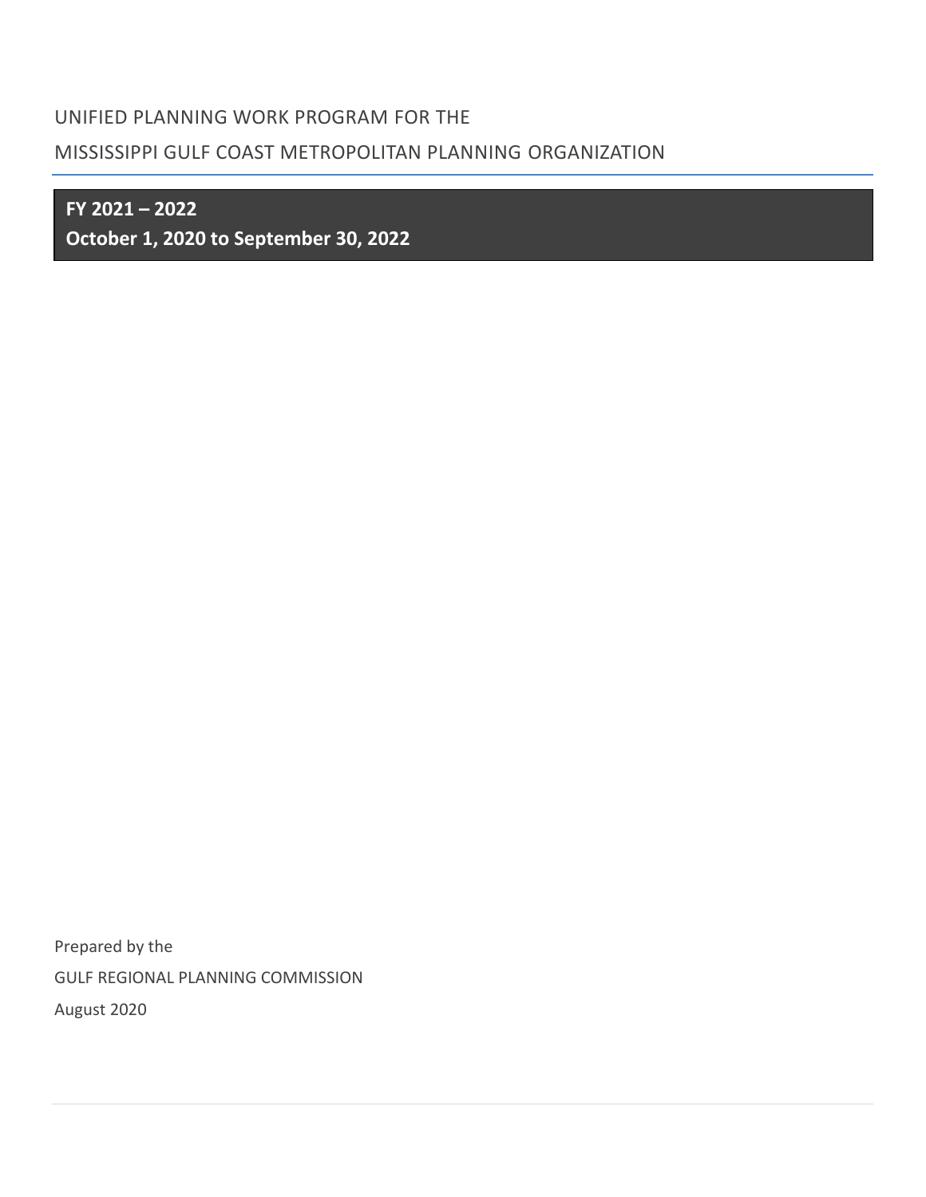# UNIFIED PLANNING WORK PROGRAM FOR THE

# MISSISSIPPI GULF COAST METROPOLITAN PLANNING ORGANIZATION

**FY 2021 – 2022**

**October 1, 2020 to September 30, 2022**

Prepared by the

GULF REGIONAL PLANNING COMMISSION

August 2020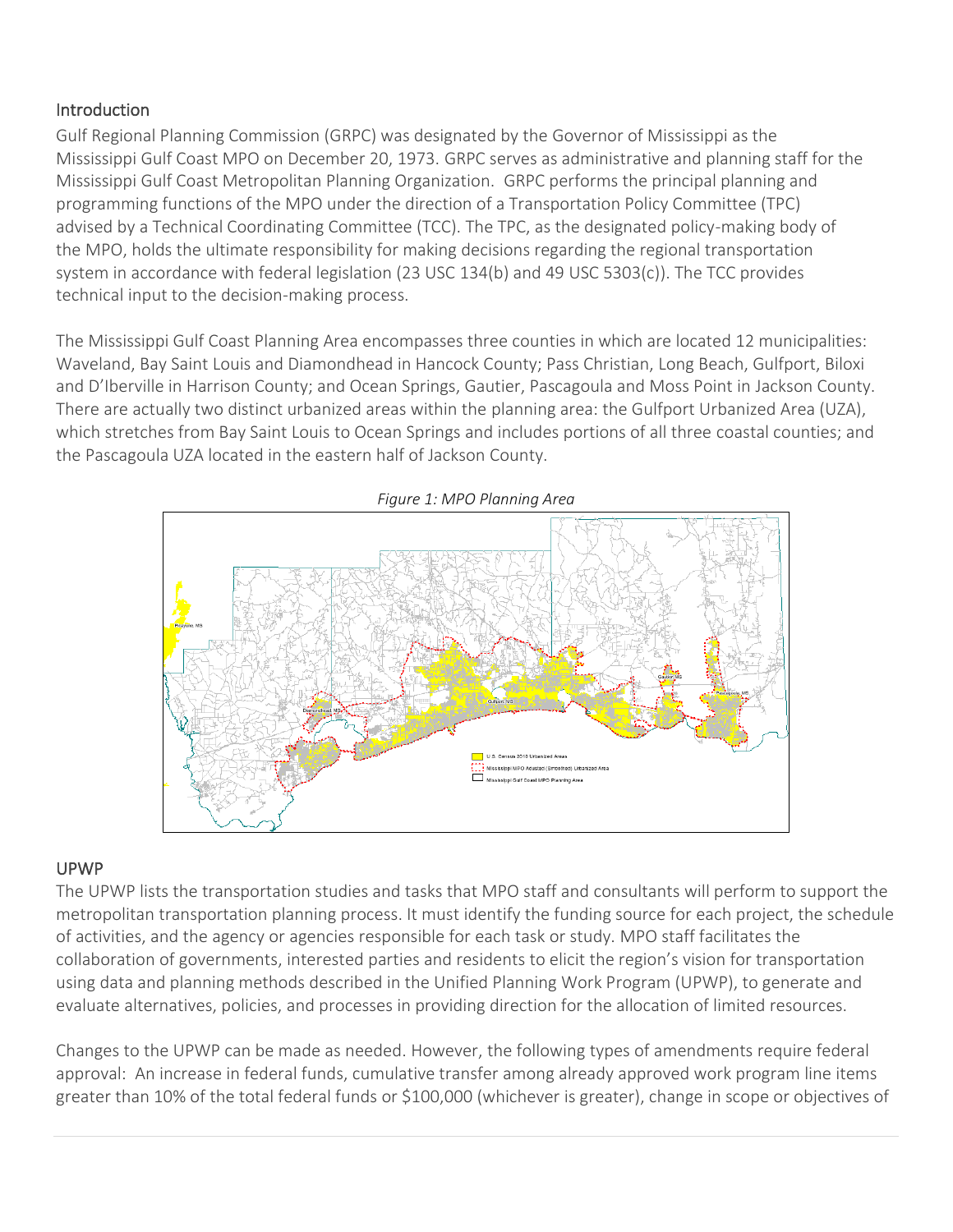## Introduction

Gulf Regional Planning Commission (GRPC) was designated by the Governor of Mississippi as the Mississippi Gulf Coast MPO on December 20, 1973. GRPC serves as administrative and planning staff for the Mississippi Gulf Coast Metropolitan Planning Organization. GRPC performs the principal planning and programming functions of the MPO under the direction of a Transportation Policy Committee (TPC) advised by a Technical Coordinating Committee (TCC). The TPC, as the designated policy-making body of the MPO, holds the ultimate responsibility for making decisions regarding the regional transportation system in accordance with federal legislation (23 USC 134(b) and 49 USC 5303(c)). The TCC provides technical input to the decision-making process.

The Mississippi Gulf Coast Planning Area encompasses three counties in which are located 12 municipalities: Waveland, Bay Saint Louis and Diamondhead in Hancock County; Pass Christian, Long Beach, Gulfport, Biloxi and D'Iberville in Harrison County; and Ocean Springs, Gautier, Pascagoula and Moss Point in Jackson County. There are actually two distinct urbanized areas within the planning area: the Gulfport Urbanized Area (UZA), which stretches from Bay Saint Louis to Ocean Springs and includes portions of all three coastal counties; and the Pascagoula UZA located in the eastern half of Jackson County.

*Figure 1: MPO Planning Area*

## UPWP

The UPWP lists the transportation studies and tasks that MPO staff and consultants will perform to support the metropolitan transportation planning process. It must identify the funding source for each project, the schedule of activities, and the agency or agencies responsible for each task or study. MPO staff facilitates the collaboration of governments, interested parties and residents to elicit the region's vision for transportation using data and planning methods described in the Unified Planning Work Program (UPWP), to generate and evaluate alternatives, policies, and processes in providing direction for the allocation of limited resources.

Changes to the UPWP can be made as needed. However, the following types of amendments require federal approval: An increase in federal funds, cumulative transfer among already approved work program line items greater than 10% of the total federal funds or $100,000 (whichever is greater), change in scope or objectives of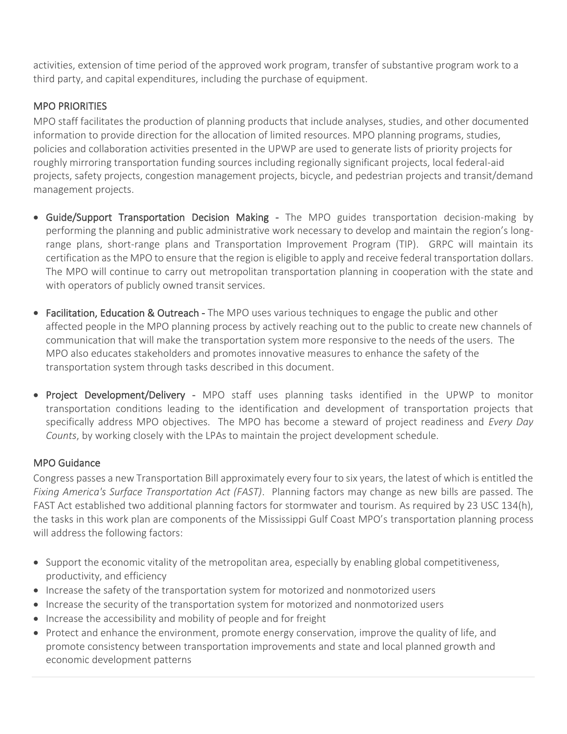activities, extension of time period of the approved work program, transfer of substantive program work to a third party, and capital expenditures, including the purchase of equipment.

## MPO PRIORITIES

MPO staff facilitates the production of planning products that include analyses, studies, and other documented information to provide direction for the allocation of limited resources. MPO planning programs, studies, policies and collaboration activities presented in the UPWP are used to generate lists of priority projects for roughly mirroring transportation funding sources including regionally significant projects, local federal-aid projects, safety projects, congestion management projects, bicycle, and pedestrian projects and transit/demand management projects.

- **Guide/Support Transportation Decision Making -** The MPO guides transportation decision-making by performing the planning and public administrative work necessary to develop and maintain the region's long-range plans, short-range plans and Transportation Improvement Program (TIP). GRPC will maintain its certification as the MPO to ensure that the region is eligible to apply and receive federal transportation dollars. The MPO will continue to carry out metropolitan transportation planning in cooperation with the state and with operators of publicly owned transit services.

- **Facilitation, Education & Outreach -** The MPO uses various techniques to engage the public and other affected people in the MPO planning process by actively reaching out to the public to create new channels of communication that will make the transportation system more responsive to the needs of the users. The MPO also educates stakeholders and promotes innovative measures to enhance the safety of the transportation system through tasks described in this document.

- **Project Development/Delivery -** MPO staff uses planning tasks identified in the UPWP to monitor transportation conditions leading to the identification and development of transportation projects that specifically address MPO objectives. The MPO has become a steward of project readiness and *Every Day Counts*, by working closely with the LPAs to maintain the project development schedule.

## MPO Guidance

Congress passes a new Transportation Bill approximately every four to six years, the latest of which is entitled the *Fixing America's Surface Transportation Act (FAST)*. Planning factors may change as new bills are passed. The FAST Act established two additional planning factors for stormwater and tourism. As required by 23 USC 134(h), the tasks in this work plan are components of the Mississippi Gulf Coast MPO's transportation planning process will address the following factors:

- Support the economic vitality of the metropolitan area, especially by enabling global competitiveness, productivity, and efficiency
- Increase the safety of the transportation system for motorized and nonmotorized users
- Increase the security of the transportation system for motorized and nonmotorized users
- Increase the accessibility and mobility of people and for freight
- Protect and enhance the environment, promote energy conservation, improve the quality of life, and promote consistency between transportation improvements and state and local planned growth and economic development patterns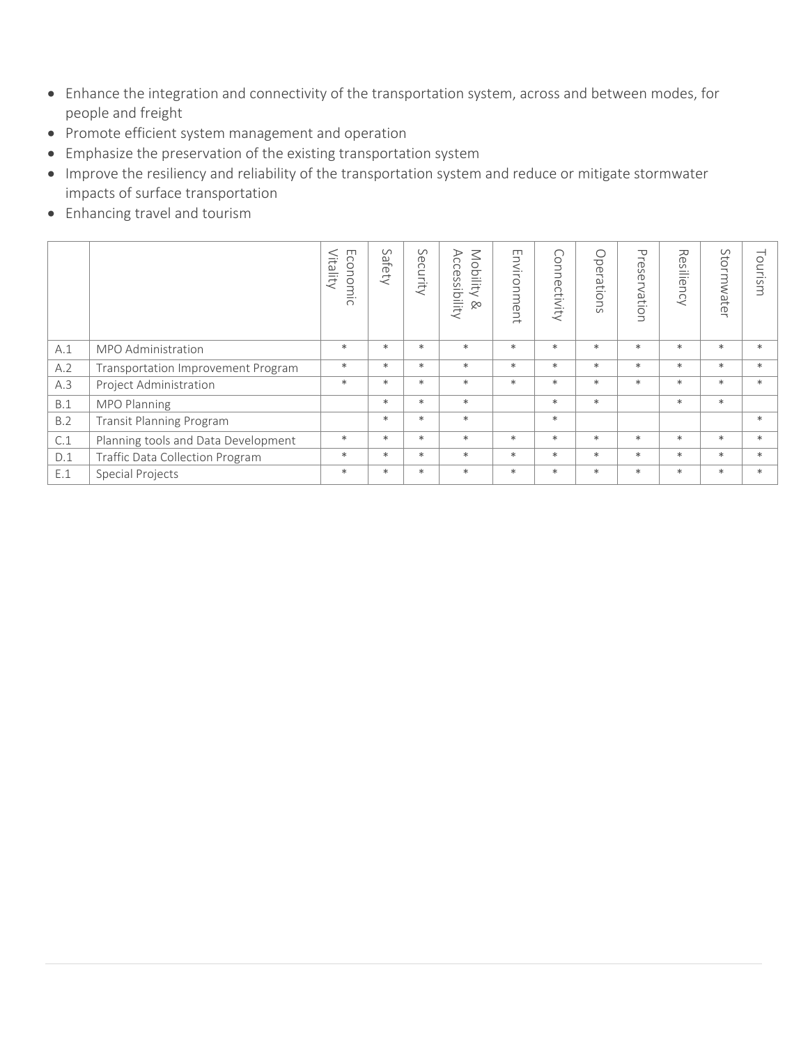- Enhance the integration and connectivity of the transportation system, across and between modes, for people and freight
- Promote efficient system management and operation
- Emphasize the preservation of the existing transportation system
- Improve the resiliency and reliability of the transportation system and reduce or mitigate stormwater impacts of surface transportation
- Enhancing travel and tourism

| | | Economic Vitality | Safety | Security | Mobility & Accessibility | Environment | Connectivity | Operations | Preservation | Resiliency | Stormwater | Tourism |
|---|---|---|---|---|---|---|---|---|---|---|---|---|
| A.1 | MPO Administration | * | * | * | * | * | * | * | * | * | * | * |
| A.2 | Transportation Improvement Program | * | * | * | * | * | * | * | * | * | * | * |
| A.3 | Project Administration | * | * | * | * | * | * | * | * | * | * | * |
| B.1 | MPO Planning | | * | * | * | | * | * | | * | * | |
| B.2 | Transit Planning Program | | * | * | * | | * | | | | | * |
| C.1 | Planning tools and Data Development | * | * | * | * | * | * | * | * | * | * | * |
| D.1 | Traffic Data Collection Program | * | * | * | * | * | * | * | * | * | * | * |
| E.1 | Special Projects | * | * | * | * | * | * | * | * | * | * | * |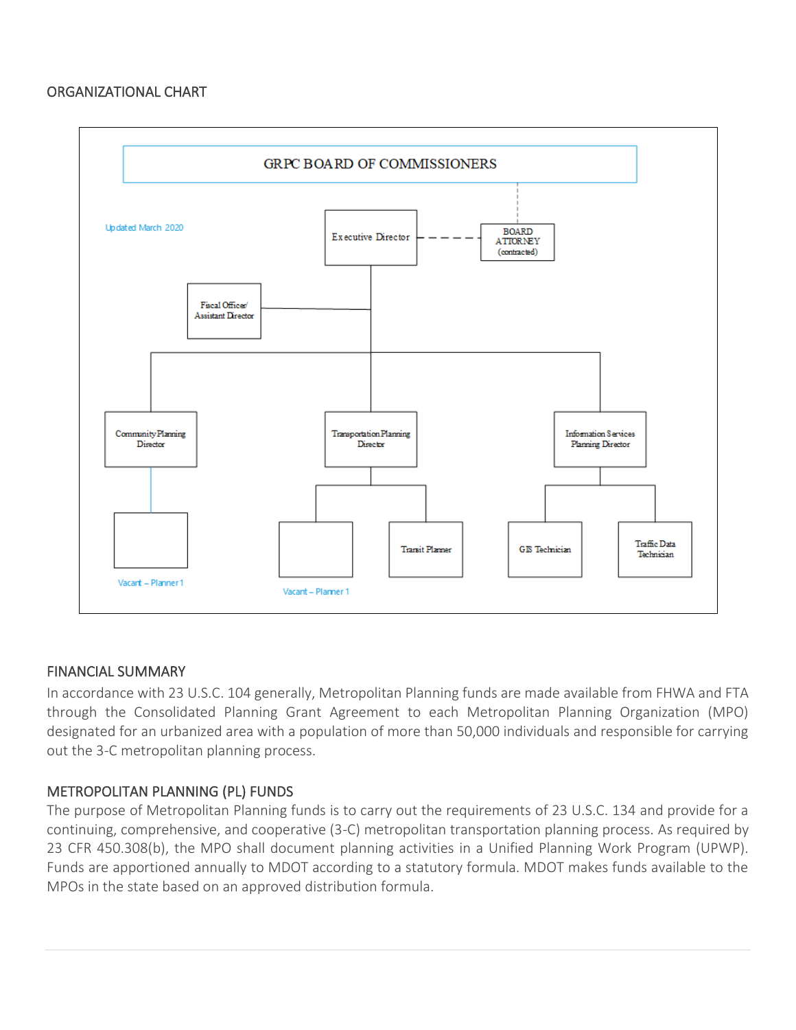## ORGANIZATIONAL CHART

GRPC BOARD OF COMMISSIONERS

Updated March 2020

- Executive Director
  - BOARD ATTORNEY (contracted)
  - Fiscal Officer/ Assistant Director
  - Community Planning Director
    - Vacant – Planner 1
  - Transportation Planning Director
    - Vacant – Planner 1
    - Transit Planner
  - Information Services Planning Director
    - GIS Technician
    - Traffic Data Technician

## FINANCIAL SUMMARY

In accordance with 23 U.S.C. 104 generally, Metropolitan Planning funds are made available from FHWA and FTA through the Consolidated Planning Grant Agreement to each Metropolitan Planning Organization (MPO) designated for an urbanized area with a population of more than 50,000 individuals and responsible for carrying out the 3-C metropolitan planning process.

## METROPOLITAN PLANNING (PL) FUNDS

The purpose of Metropolitan Planning funds is to carry out the requirements of 23 U.S.C. 134 and provide for a continuing, comprehensive, and cooperative (3-C) metropolitan transportation planning process. As required by 23 CFR 450.308(b), the MPO shall document planning activities in a Unified Planning Work Program (UPWP). Funds are apportioned annually to MDOT according to a statutory formula. MDOT makes funds available to the MPOs in the state based on an approved distribution formula.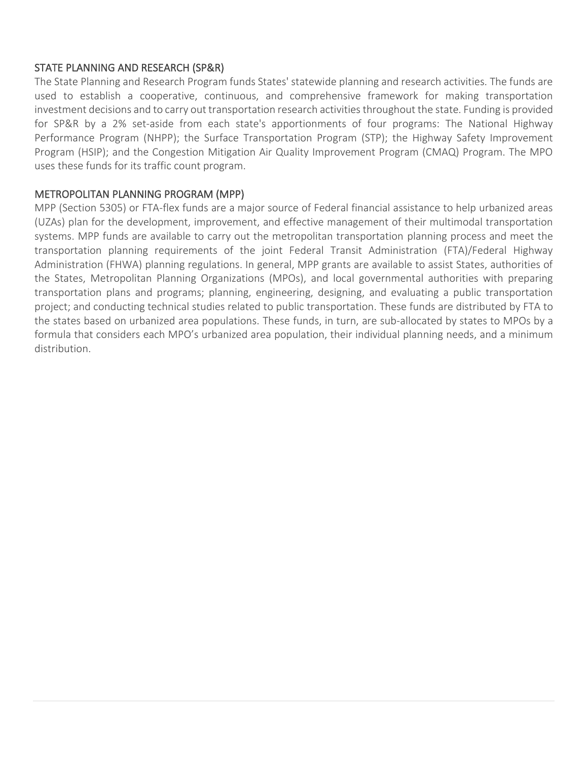## STATE PLANNING AND RESEARCH (SP&R)

The State Planning and Research Program funds States' statewide planning and research activities. The funds are used to establish a cooperative, continuous, and comprehensive framework for making transportation investment decisions and to carry out transportation research activities throughout the state. Funding is provided for SP&R by a 2% set-aside from each state's apportionments of four programs: The National Highway Performance Program (NHPP); the Surface Transportation Program (STP); the Highway Safety Improvement Program (HSIP); and the Congestion Mitigation Air Quality Improvement Program (CMAQ) Program. The MPO uses these funds for its traffic count program.

## METROPOLITAN PLANNING PROGRAM (MPP)

MPP (Section 5305) or FTA-flex funds are a major source of Federal financial assistance to help urbanized areas (UZAs) plan for the development, improvement, and effective management of their multimodal transportation systems. MPP funds are available to carry out the metropolitan transportation planning process and meet the transportation planning requirements of the joint Federal Transit Administration (FTA)/Federal Highway Administration (FHWA) planning regulations. In general, MPP grants are available to assist States, authorities of the States, Metropolitan Planning Organizations (MPOs), and local governmental authorities with preparing transportation plans and programs; planning, engineering, designing, and evaluating a public transportation project; and conducting technical studies related to public transportation. These funds are distributed by FTA to the states based on urbanized area populations. These funds, in turn, are sub-allocated by states to MPOs by a formula that considers each MPO's urbanized area population, their individual planning needs, and a minimum distribution.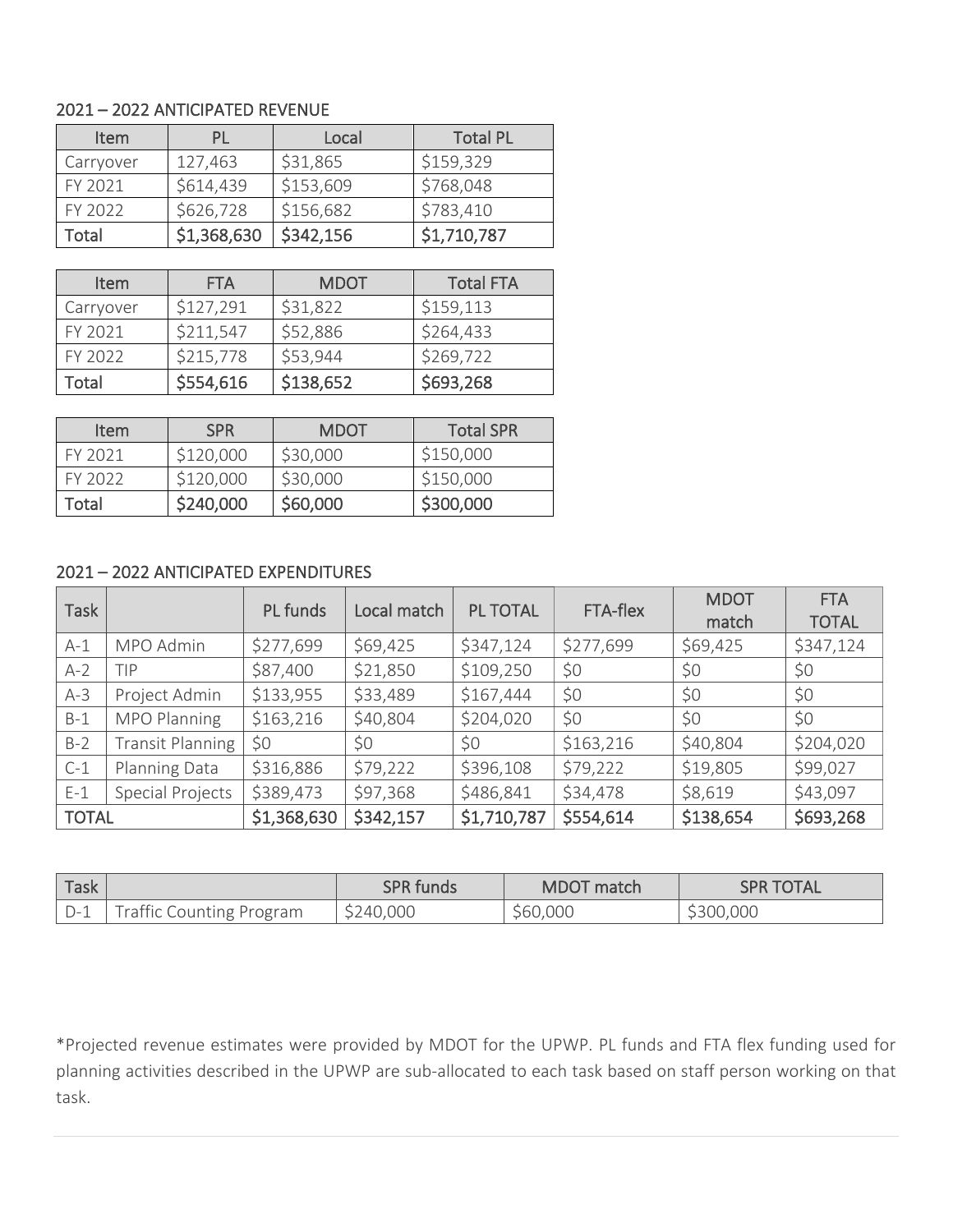## 2021 – 2022 ANTICIPATED REVENUE

| Item | PL | Local | Total PL |
|---|---|---|---|
| Carryover | 127,463 | $31,865 | $159,329 |
| FY 2021 | $614,439 | $153,609 | $768,048 |
| FY 2022 | $626,728 | $156,682 | $783,410 |
| **Total** | **$1,368,630** | **$342,156** | **$1,710,787** |

| Item | FTA | MDOT | Total FTA |
|---|---|---|---|
| Carryover | $127,291 | $31,822 | $159,113 |
| FY 2021 | $211,547 | $52,886 | $264,433 |
| FY 2022 | $215,778 | $53,944 | $269,722 |
| **Total** | **$554,616** | **$138,652** | **$693,268** |

| Item | SPR | MDOT | Total SPR |
|---|---|---|---|
| FY 2021 | $120,000 | $30,000 | $150,000 |
| FY 2022 | $120,000 | $30,000 | $150,000 |
| **Total** | **$240,000** | **$60,000** | **$300,000** |

## 2021 – 2022 ANTICIPATED EXPENDITURES

| Task | | PL funds | Local match | PL TOTAL | FTA-flex | MDOT match | FTA TOTAL |
|---|---|---|---|---|---|---|---|
| A-1 | MPO Admin | $277,699 | $69,425 | $347,124 | $277,699 | $69,425 | $347,124 |
| A-2 | TIP | $87,400 | $21,850 | $109,250 | $0 | $0 | $0 |
| A-3 | Project Admin | $133,955 | $33,489 | $167,444 | $0 | $0 | $0 |
| B-1 | MPO Planning | $163,216 | $40,804 | $204,020 | $0 | $0 | $0 |
| B-2 | Transit Planning | $0 | $0 | $0 | $163,216 | $40,804 | $204,020 |
| C-1 | Planning Data | $316,886 | $79,222 | $396,108 | $79,222 | $19,805 | $99,027 |
| E-1 | Special Projects | $389,473 | $97,368 | $486,841 | $34,478 | $8,619 | $43,097 |
| **TOTAL** | | **$1,368,630** | **$342,157** | **$1,710,787** | **$554,614** | **$138,654** | **$693,268** |

| Task | | SPR funds | MDOT match | SPR TOTAL |
|---|---|---|---|---|
| D-1 | Traffic Counting Program | $240,000 | $60,000 | $300,000 |

*Projected revenue estimates were provided by MDOT for the UPWP. PL funds and FTA flex funding used for planning activities described in the UPWP are sub-allocated to each task based on staff person working on that task.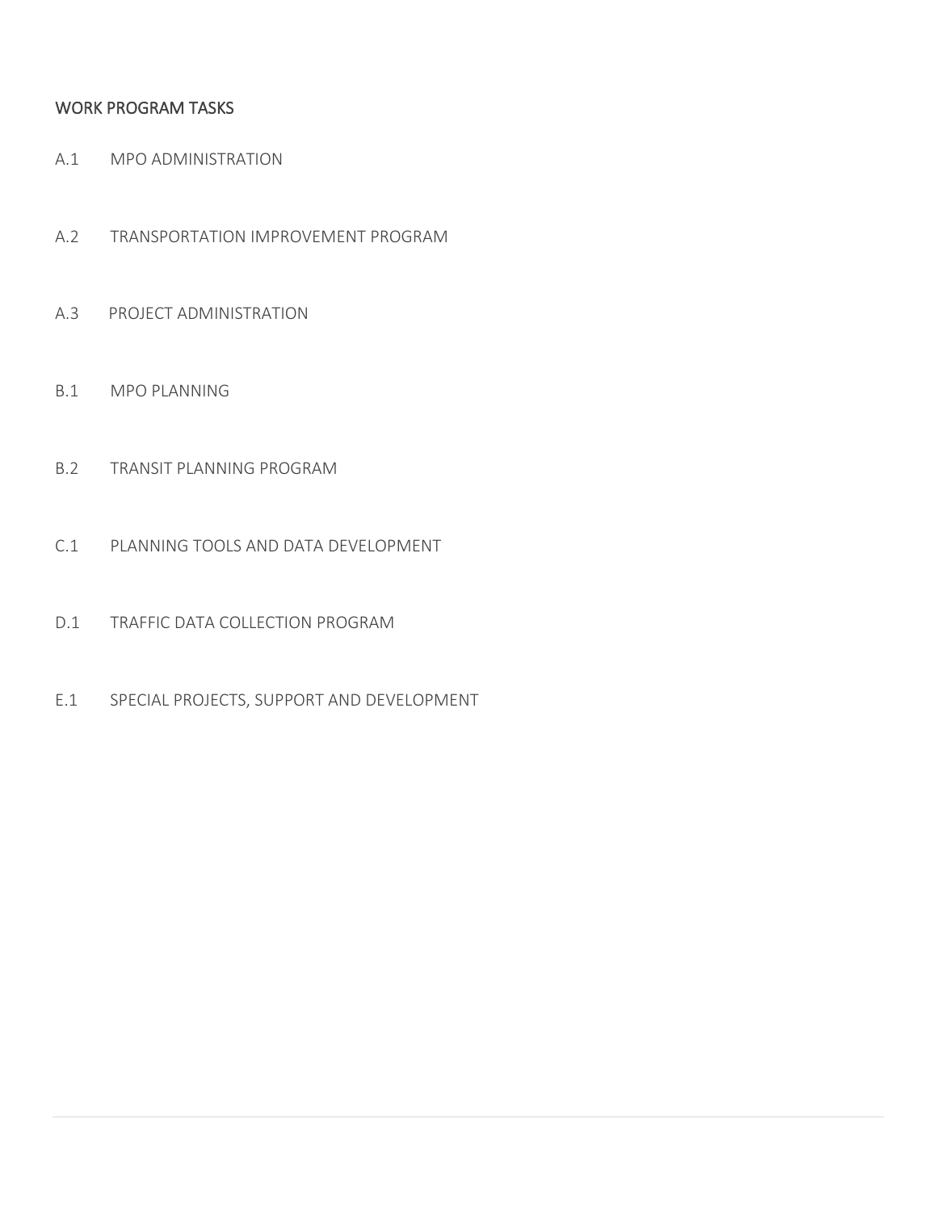## WORK PROGRAM TASKS

A.1 MPO ADMINISTRATION

A.2 TRANSPORTATION IMPROVEMENT PROGRAM

A.3 PROJECT ADMINISTRATION

B.1 MPO PLANNING

B.2 TRANSIT PLANNING PROGRAM

C.1 PLANNING TOOLS AND DATA DEVELOPMENT

D.1 TRAFFIC DATA COLLECTION PROGRAM

E.1 SPECIAL PROJECTS, SUPPORT AND DEVELOPMENT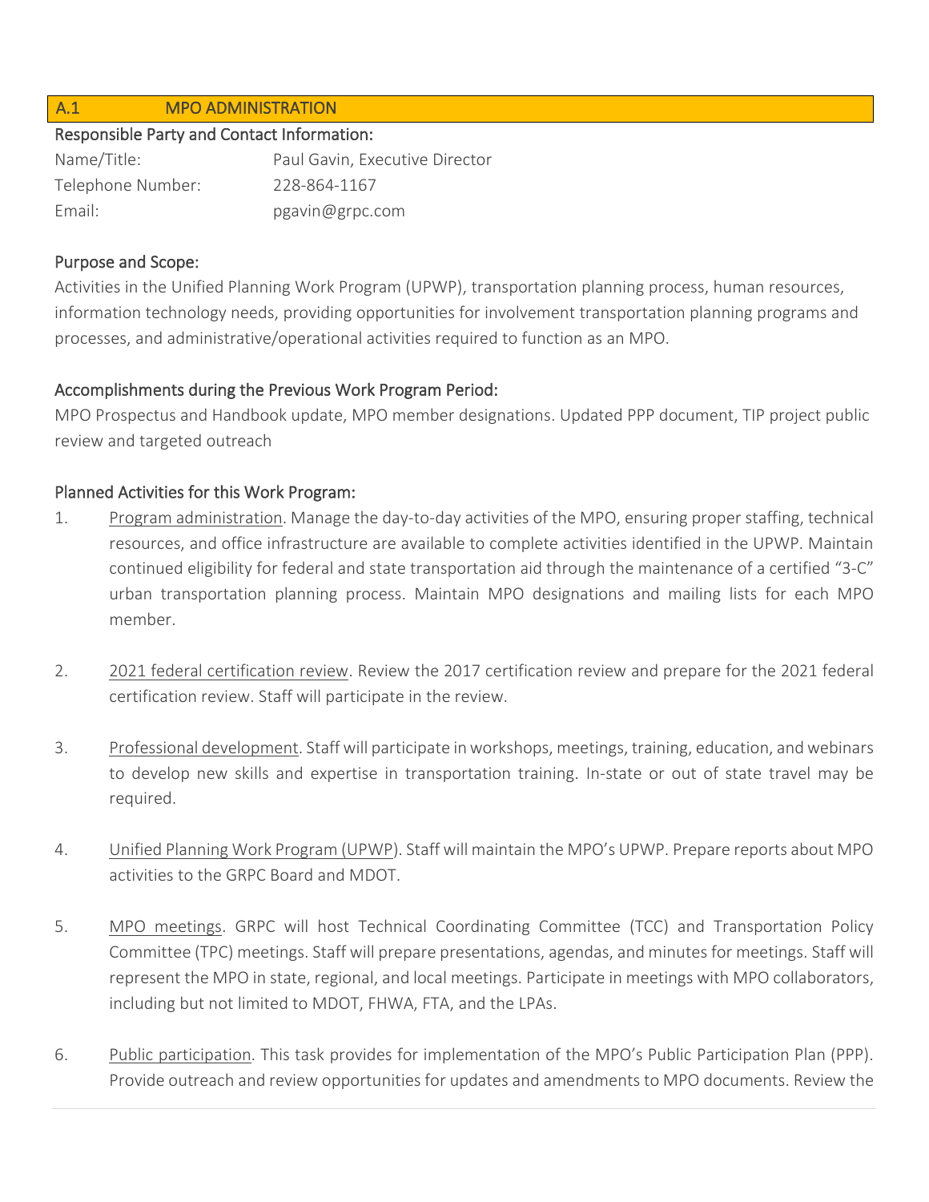## A.1 MPO ADMINISTRATION

**Responsible Party and Contact Information:**

| | |
|---|---|
| Name/Title: | Paul Gavin, Executive Director |
| Telephone Number: | 228-864-1167 |
| Email: | pgavin@grpc.com |

**Purpose and Scope:**

Activities in the Unified Planning Work Program (UPWP), transportation planning process, human resources, information technology needs, providing opportunities for involvement transportation planning programs and processes, and administrative/operational activities required to function as an MPO.

**Accomplishments during the Previous Work Program Period:**

MPO Prospectus and Handbook update, MPO member designations. Updated PPP document, TIP project public review and targeted outreach

**Planned Activities for this Work Program:**

1. Program administration. Manage the day-to-day activities of the MPO, ensuring proper staffing, technical resources, and office infrastructure are available to complete activities identified in the UPWP. Maintain continued eligibility for federal and state transportation aid through the maintenance of a certified "3-C" urban transportation planning process. Maintain MPO designations and mailing lists for each MPO member.

2. 2021 federal certification review. Review the 2017 certification review and prepare for the 2021 federal certification review. Staff will participate in the review.

3. Professional development. Staff will participate in workshops, meetings, training, education, and webinars to develop new skills and expertise in transportation training. In-state or out of state travel may be required.

4. Unified Planning Work Program (UPWP). Staff will maintain the MPO's UPWP. Prepare reports about MPO activities to the GRPC Board and MDOT.

5. MPO meetings. GRPC will host Technical Coordinating Committee (TCC) and Transportation Policy Committee (TPC) meetings. Staff will prepare presentations, agendas, and minutes for meetings. Staff will represent the MPO in state, regional, and local meetings. Participate in meetings with MPO collaborators, including but not limited to MDOT, FHWA, FTA, and the LPAs.

6. Public participation. This task provides for implementation of the MPO's Public Participation Plan (PPP). Provide outreach and review opportunities for updates and amendments to MPO documents. Review the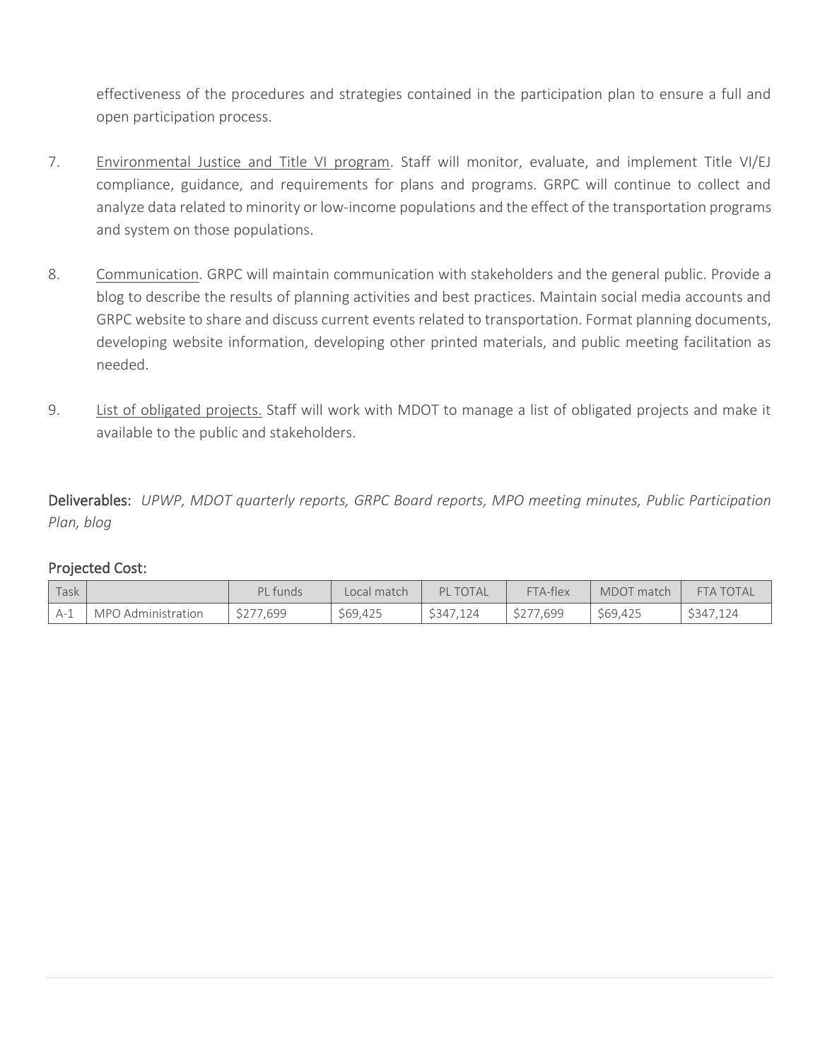effectiveness of the procedures and strategies contained in the participation plan to ensure a full and open participation process.

7. Environmental Justice and Title VI program. Staff will monitor, evaluate, and implement Title VI/EJ compliance, guidance, and requirements for plans and programs. GRPC will continue to collect and analyze data related to minority or low-income populations and the effect of the transportation programs and system on those populations.

8. Communication. GRPC will maintain communication with stakeholders and the general public. Provide a blog to describe the results of planning activities and best practices. Maintain social media accounts and GRPC website to share and discuss current events related to transportation. Format planning documents, developing website information, developing other printed materials, and public meeting facilitation as needed.

9. List of obligated projects. Staff will work with MDOT to manage a list of obligated projects and make it available to the public and stakeholders.

**Deliverables:** *UPWP, MDOT quarterly reports, GRPC Board reports, MPO meeting minutes, Public Participation Plan, blog*

### Projected Cost:

| Task | | PL funds | Local match | PL TOTAL | FTA-flex | MDOT match | FTA TOTAL |
|---|---|---|---|---|---|---|---|
| A-1 | MPO Administration | $277,699 | $69,425 | $347,124 | $277,699 | $69,425 | $347,124 |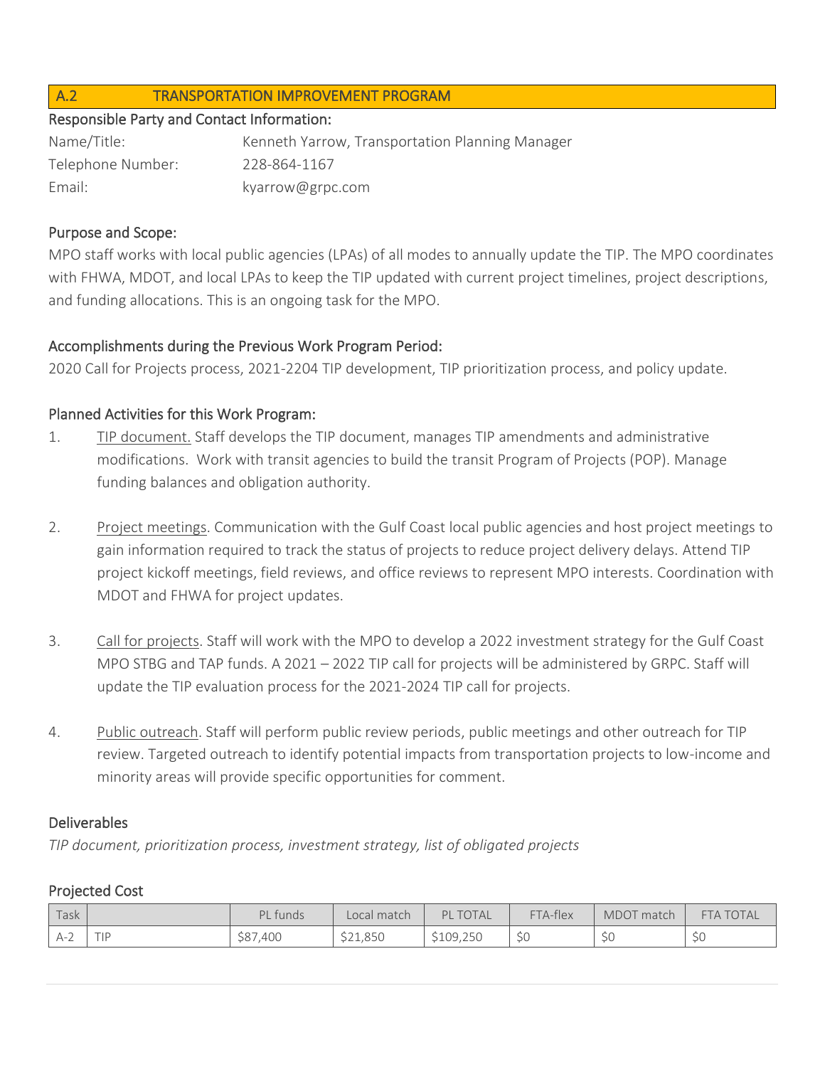## A.2 TRANSPORTATION IMPROVEMENT PROGRAM

### Responsible Party and Contact Information:

Name/Title: Kenneth Yarrow, Transportation Planning Manager
Telephone Number: 228-864-1167
Email: kyarrow@grpc.com

### Purpose and Scope:

MPO staff works with local public agencies (LPAs) of all modes to annually update the TIP. The MPO coordinates with FHWA, MDOT, and local LPAs to keep the TIP updated with current project timelines, project descriptions, and funding allocations. This is an ongoing task for the MPO.

### Accomplishments during the Previous Work Program Period:

2020 Call for Projects process, 2021-2204 TIP development, TIP prioritization process, and policy update.

### Planned Activities for this Work Program:

1. TIP document. Staff develops the TIP document, manages TIP amendments and administrative modifications. Work with transit agencies to build the transit Program of Projects (POP). Manage funding balances and obligation authority.

2. Project meetings. Communication with the Gulf Coast local public agencies and host project meetings to gain information required to track the status of projects to reduce project delivery delays. Attend TIP project kickoff meetings, field reviews, and office reviews to represent MPO interests. Coordination with MDOT and FHWA for project updates.

3. Call for projects. Staff will work with the MPO to develop a 2022 investment strategy for the Gulf Coast MPO STBG and TAP funds. A 2021 – 2022 TIP call for projects will be administered by GRPC. Staff will update the TIP evaluation process for the 2021-2024 TIP call for projects.

4. Public outreach. Staff will perform public review periods, public meetings and other outreach for TIP review. Targeted outreach to identify potential impacts from transportation projects to low-income and minority areas will provide specific opportunities for comment.

### Deliverables

*TIP document, prioritization process, investment strategy, list of obligated projects*

### Projected Cost

| Task | | PL funds | Local match | PL TOTAL | FTA-flex | MDOT match | FTA TOTAL |
|---|---|---|---|---|---|---|---|
| A-2 | TIP | $87,400 | $21,850 | $109,250 | $0 | $0 | $0 |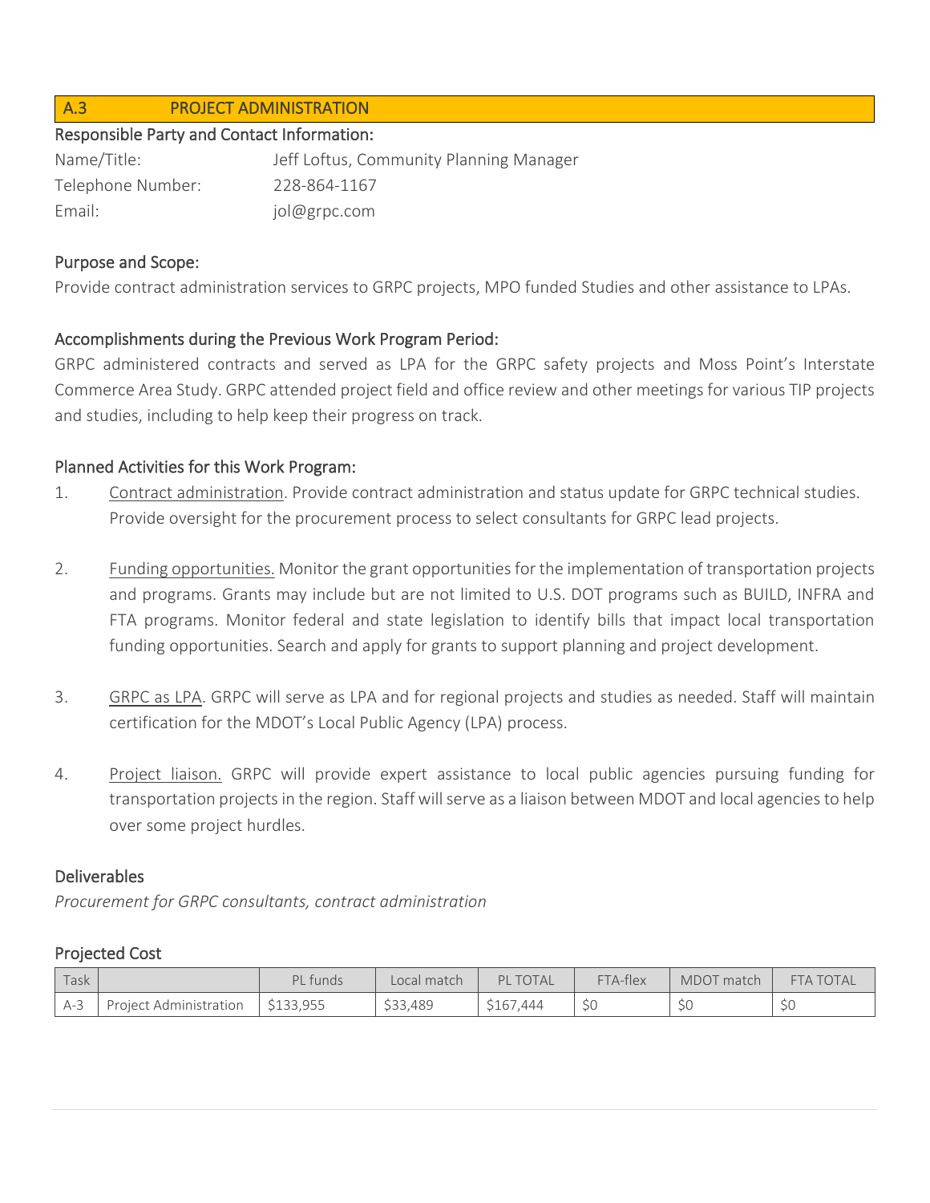## A.3 PROJECT ADMINISTRATION

**Responsible Party and Contact Information:**

Name/Title: Jeff Loftus, Community Planning Manager
Telephone Number: 228-864-1167
Email: jol@grpc.com

### Purpose and Scope:

Provide contract administration services to GRPC projects, MPO funded Studies and other assistance to LPAs.

### Accomplishments during the Previous Work Program Period:

GRPC administered contracts and served as LPA for the GRPC safety projects and Moss Point's Interstate Commerce Area Study. GRPC attended project field and office review and other meetings for various TIP projects and studies, including to help keep their progress on track.

### Planned Activities for this Work Program:

1. Contract administration. Provide contract administration and status update for GRPC technical studies. Provide oversight for the procurement process to select consultants for GRPC lead projects.

2. Funding opportunities. Monitor the grant opportunities for the implementation of transportation projects and programs. Grants may include but are not limited to U.S. DOT programs such as BUILD, INFRA and FTA programs. Monitor federal and state legislation to identify bills that impact local transportation funding opportunities. Search and apply for grants to support planning and project development.

3. GRPC as LPA. GRPC will serve as LPA and for regional projects and studies as needed. Staff will maintain certification for the MDOT's Local Public Agency (LPA) process.

4. Project liaison. GRPC will provide expert assistance to local public agencies pursuing funding for transportation projects in the region. Staff will serve as a liaison between MDOT and local agencies to help over some project hurdles.

### Deliverables

*Procurement for GRPC consultants, contract administration*

### Projected Cost

| Task | | PL funds | Local match | PL TOTAL | FTA-flex | MDOT match | FTA TOTAL |
|---|---|---|---|---|---|---|---|
| A-3 | Project Administration | $133,955 | $33,489 | $167,444 | $0 | $0 | $0 |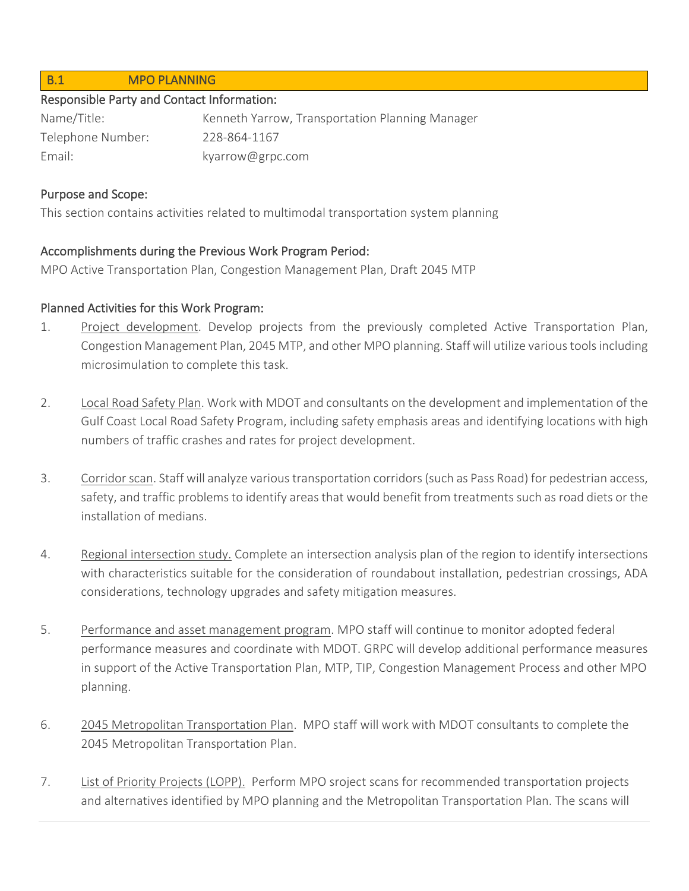## B.1 MPO PLANNING

**Responsible Party and Contact Information:**

Name/Title: Kenneth Yarrow, Transportation Planning Manager
Telephone Number: 228-864-1167
Email: kyarrow@grpc.com

**Purpose and Scope:**

This section contains activities related to multimodal transportation system planning

**Accomplishments during the Previous Work Program Period:**

MPO Active Transportation Plan, Congestion Management Plan, Draft 2045 MTP

**Planned Activities for this Work Program:**

1. Project development. Develop projects from the previously completed Active Transportation Plan, Congestion Management Plan, 2045 MTP, and other MPO planning. Staff will utilize various tools including microsimulation to complete this task.

2. Local Road Safety Plan. Work with MDOT and consultants on the development and implementation of the Gulf Coast Local Road Safety Program, including safety emphasis areas and identifying locations with high numbers of traffic crashes and rates for project development.

3. Corridor scan. Staff will analyze various transportation corridors (such as Pass Road) for pedestrian access, safety, and traffic problems to identify areas that would benefit from treatments such as road diets or the installation of medians.

4. Regional intersection study. Complete an intersection analysis plan of the region to identify intersections with characteristics suitable for the consideration of roundabout installation, pedestrian crossings, ADA considerations, technology upgrades and safety mitigation measures.

5. Performance and asset management program. MPO staff will continue to monitor adopted federal performance measures and coordinate with MDOT. GRPC will develop additional performance measures in support of the Active Transportation Plan, MTP, TIP, Congestion Management Process and other MPO planning.

6. 2045 Metropolitan Transportation Plan. MPO staff will work with MDOT consultants to complete the 2045 Metropolitan Transportation Plan.

7. List of Priority Projects (LOPP). Perform MPO sroject scans for recommended transportation projects and alternatives identified by MPO planning and the Metropolitan Transportation Plan. The scans will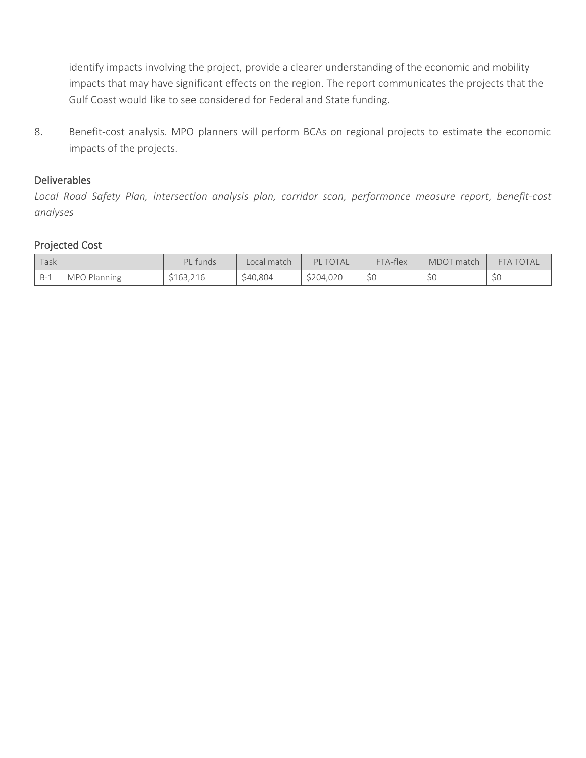identify impacts involving the project, provide a clearer understanding of the economic and mobility impacts that may have significant effects on the region. The report communicates the projects that the Gulf Coast would like to see considered for Federal and State funding.

8. Benefit-cost analysis. MPO planners will perform BCAs on regional projects to estimate the economic impacts of the projects.

### Deliverables

*Local Road Safety Plan, intersection analysis plan, corridor scan, performance measure report, benefit-cost analyses*

### Projected Cost

| Task | | PL funds | Local match | PL TOTAL | FTA-flex | MDOT match | FTA TOTAL |
|---|---|---|---|---|---|---|---|
| B-1 | MPO Planning | $163,216 | $40,804 | $204,020 | $0 | $0 | $0 |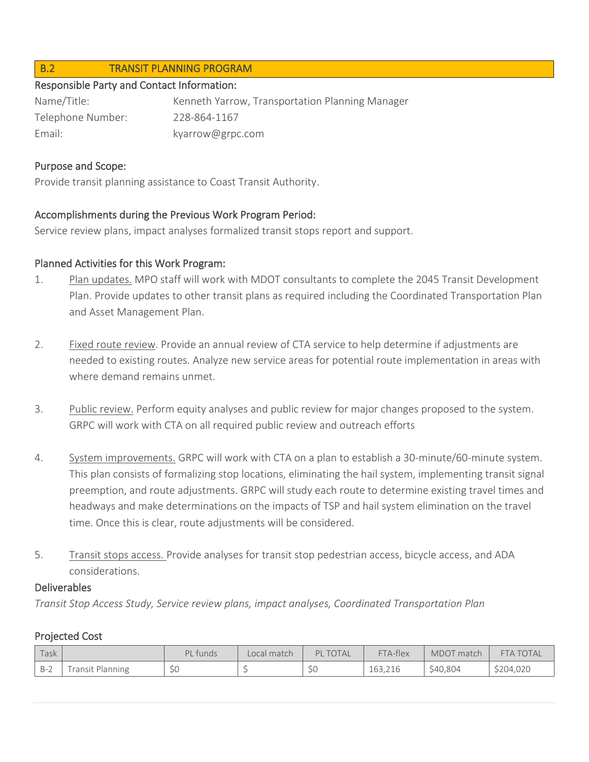## B.2 TRANSIT PLANNING PROGRAM

### Responsible Party and Contact Information:

Name/Title: Kenneth Yarrow, Transportation Planning Manager
Telephone Number: 228-864-1167
Email: kyarrow@grpc.com

### Purpose and Scope:

Provide transit planning assistance to Coast Transit Authority.

### Accomplishments during the Previous Work Program Period:

Service review plans, impact analyses formalized transit stops report and support.

### Planned Activities for this Work Program:

1. Plan updates. MPO staff will work with MDOT consultants to complete the 2045 Transit Development Plan. Provide updates to other transit plans as required including the Coordinated Transportation Plan and Asset Management Plan.

2. Fixed route review. Provide an annual review of CTA service to help determine if adjustments are needed to existing routes. Analyze new service areas for potential route implementation in areas with where demand remains unmet.

3. Public review. Perform equity analyses and public review for major changes proposed to the system. GRPC will work with CTA on all required public review and outreach efforts

4. System improvements. GRPC will work with CTA on a plan to establish a 30-minute/60-minute system. This plan consists of formalizing stop locations, eliminating the hail system, implementing transit signal preemption, and route adjustments. GRPC will study each route to determine existing travel times and headways and make determinations on the impacts of TSP and hail system elimination on the travel time. Once this is clear, route adjustments will be considered.

5. Transit stops access. Provide analyses for transit stop pedestrian access, bicycle access, and ADA considerations.

### Deliverables

*Transit Stop Access Study, Service review plans, impact analyses, Coordinated Transportation Plan*

### Projected Cost

| Task | | PL funds | Local match | PL TOTAL | FTA-flex | MDOT match | FTA TOTAL |
|---|---|---|---|---|---|---|---|
| B-2 | Transit Planning | $0 | $ | $0 | 163,216 | $40,804 | $204,020 |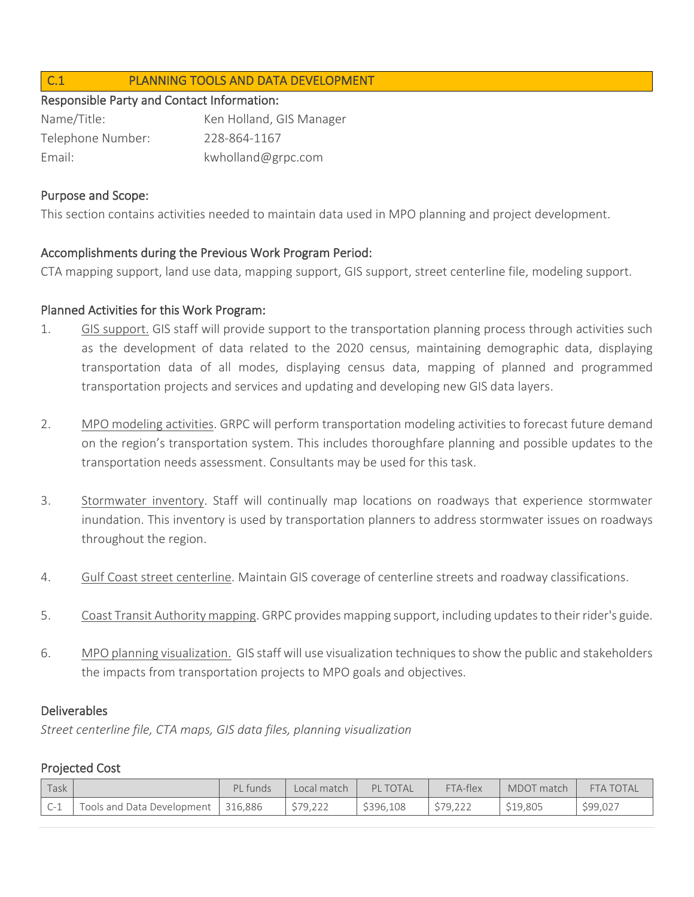## C.1 PLANNING TOOLS AND DATA DEVELOPMENT

### Responsible Party and Contact Information:

Name/Title: Ken Holland, GIS Manager
Telephone Number: 228-864-1167
Email: kwholland@grpc.com

### Purpose and Scope:

This section contains activities needed to maintain data used in MPO planning and project development.

### Accomplishments during the Previous Work Program Period:

CTA mapping support, land use data, mapping support, GIS support, street centerline file, modeling support.

### Planned Activities for this Work Program:

1. GIS support. GIS staff will provide support to the transportation planning process through activities such as the development of data related to the 2020 census, maintaining demographic data, displaying transportation data of all modes, displaying census data, mapping of planned and programmed transportation projects and services and updating and developing new GIS data layers.

2. MPO modeling activities. GRPC will perform transportation modeling activities to forecast future demand on the region's transportation system. This includes thoroughfare planning and possible updates to the transportation needs assessment. Consultants may be used for this task.

3. Stormwater inventory. Staff will continually map locations on roadways that experience stormwater inundation. This inventory is used by transportation planners to address stormwater issues on roadways throughout the region.

4. Gulf Coast street centerline. Maintain GIS coverage of centerline streets and roadway classifications.

5. Coast Transit Authority mapping. GRPC provides mapping support, including updates to their rider's guide.

6. MPO planning visualization. GIS staff will use visualization techniques to show the public and stakeholders the impacts from transportation projects to MPO goals and objectives.

### Deliverables

*Street centerline file, CTA maps, GIS data files, planning visualization*

### Projected Cost

| Task | | PL funds | Local match | PL TOTAL | FTA-flex | MDOT match | FTA TOTAL |
|---|---|---|---|---|---|---|---|
| C-1 | Tools and Data Development | 316,886 | $79,222 | $396,108 | $79,222 | $19,805 | $99,027 |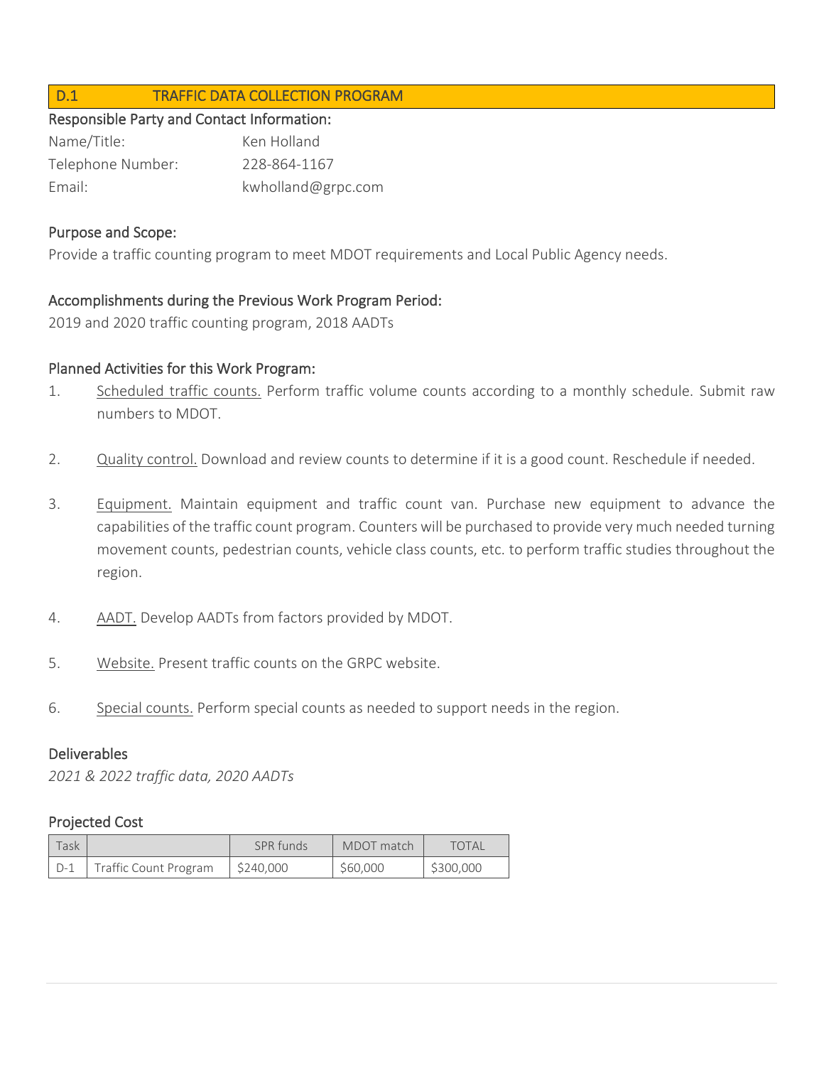## D.1 TRAFFIC DATA COLLECTION PROGRAM

### Responsible Party and Contact Information:

Name/Title: Ken Holland
Telephone Number: 228-864-1167
Email: kwholland@grpc.com

### Purpose and Scope:

Provide a traffic counting program to meet MDOT requirements and Local Public Agency needs.

### Accomplishments during the Previous Work Program Period:

2019 and 2020 traffic counting program, 2018 AADTs

### Planned Activities for this Work Program:

1. Scheduled traffic counts. Perform traffic volume counts according to a monthly schedule. Submit raw numbers to MDOT.

2. Quality control. Download and review counts to determine if it is a good count. Reschedule if needed.

3. Equipment. Maintain equipment and traffic count van. Purchase new equipment to advance the capabilities of the traffic count program. Counters will be purchased to provide very much needed turning movement counts, pedestrian counts, vehicle class counts, etc. to perform traffic studies throughout the region.

4. AADT. Develop AADTs from factors provided by MDOT.

5. Website. Present traffic counts on the GRPC website.

6. Special counts. Perform special counts as needed to support needs in the region.

### Deliverables

*2021 & 2022 traffic data, 2020 AADTs*

### Projected Cost

| Task | | SPR funds | MDOT match | TOTAL |
|---|---|---|---|---|
| D-1 | Traffic Count Program | $240,000 | $60,000 | $300,000 |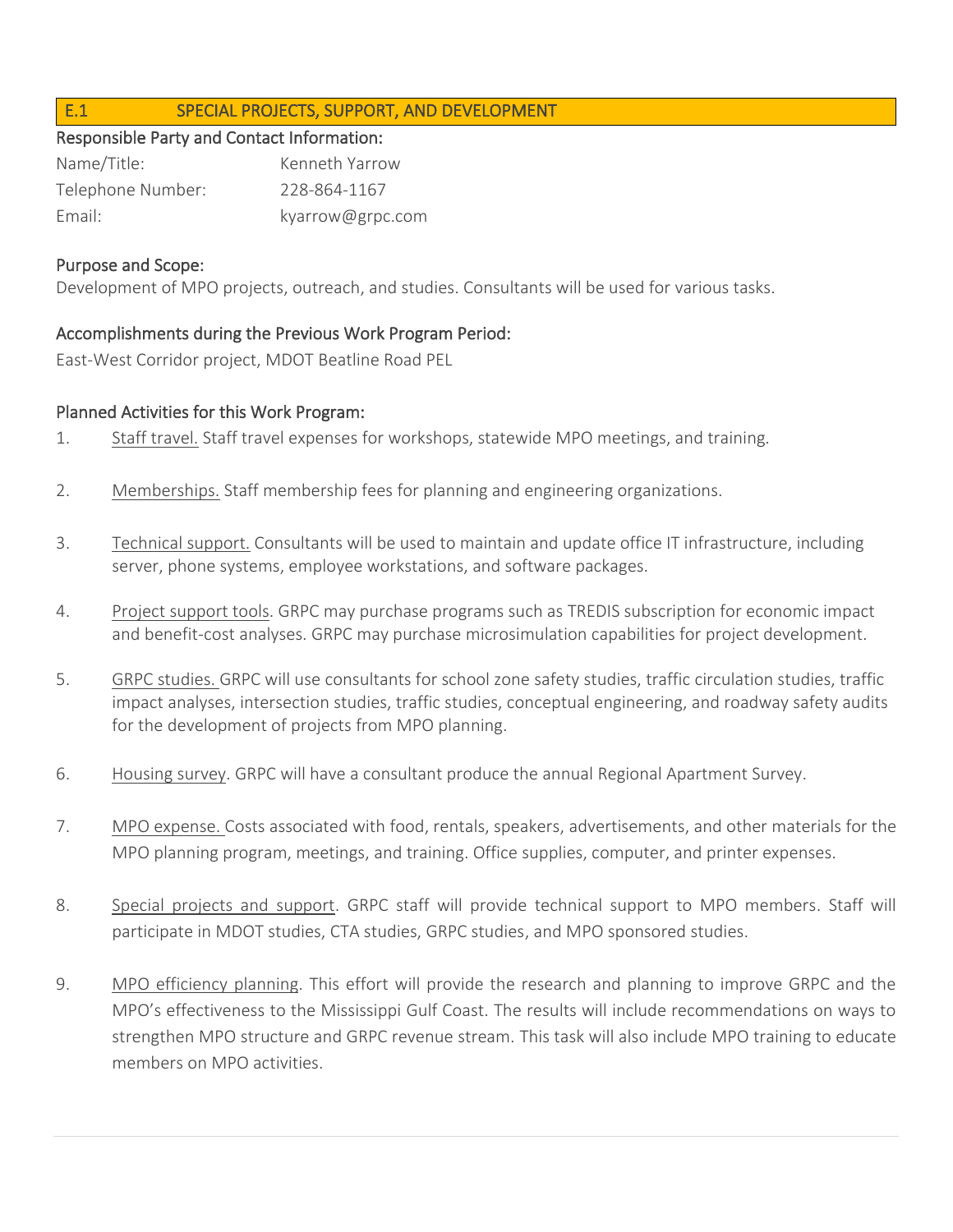## E.1 SPECIAL PROJECTS, SUPPORT, AND DEVELOPMENT

**Responsible Party and Contact Information:**

| | |
|---|---|
| Name/Title: | Kenneth Yarrow |
| Telephone Number: | 228-864-1167 |
| Email: | kyarrow@grpc.com |

**Purpose and Scope:**

Development of MPO projects, outreach, and studies. Consultants will be used for various tasks.

**Accomplishments during the Previous Work Program Period:**

East-West Corridor project, MDOT Beatline Road PEL

**Planned Activities for this Work Program:**

1. Staff travel. Staff travel expenses for workshops, statewide MPO meetings, and training.

2. Memberships. Staff membership fees for planning and engineering organizations.

3. Technical support. Consultants will be used to maintain and update office IT infrastructure, including server, phone systems, employee workstations, and software packages.

4. Project support tools. GRPC may purchase programs such as TREDIS subscription for economic impact and benefit-cost analyses. GRPC may purchase microsimulation capabilities for project development.

5. GRPC studies. GRPC will use consultants for school zone safety studies, traffic circulation studies, traffic impact analyses, intersection studies, traffic studies, conceptual engineering, and roadway safety audits for the development of projects from MPO planning.

6. Housing survey. GRPC will have a consultant produce the annual Regional Apartment Survey.

7. MPO expense. Costs associated with food, rentals, speakers, advertisements, and other materials for the MPO planning program, meetings, and training. Office supplies, computer, and printer expenses.

8. Special projects and support. GRPC staff will provide technical support to MPO members. Staff will participate in MDOT studies, CTA studies, GRPC studies, and MPO sponsored studies.

9. MPO efficiency planning. This effort will provide the research and planning to improve GRPC and the MPO's effectiveness to the Mississippi Gulf Coast. The results will include recommendations on ways to strengthen MPO structure and GRPC revenue stream. This task will also include MPO training to educate members on MPO activities.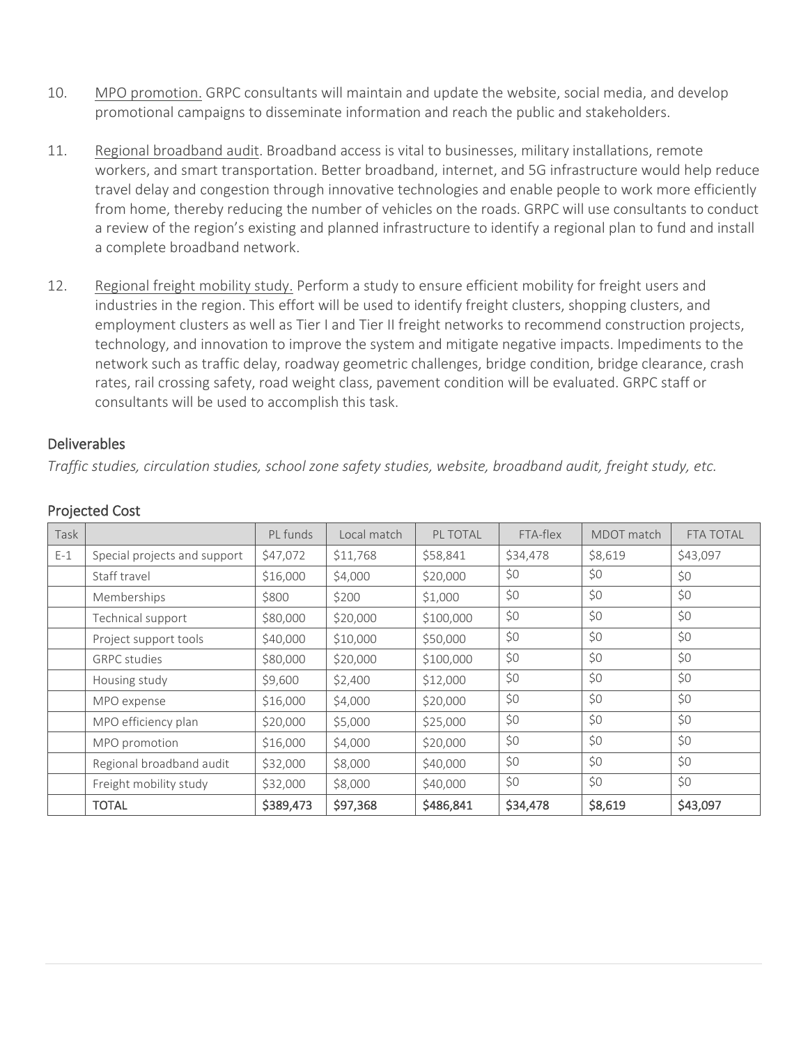10. MPO promotion. GRPC consultants will maintain and update the website, social media, and develop promotional campaigns to disseminate information and reach the public and stakeholders.

11. Regional broadband audit. Broadband access is vital to businesses, military installations, remote workers, and smart transportation. Better broadband, internet, and 5G infrastructure would help reduce travel delay and congestion through innovative technologies and enable people to work more efficiently from home, thereby reducing the number of vehicles on the roads. GRPC will use consultants to conduct a review of the region's existing and planned infrastructure to identify a regional plan to fund and install a complete broadband network.

12. Regional freight mobility study. Perform a study to ensure efficient mobility for freight users and industries in the region. This effort will be used to identify freight clusters, shopping clusters, and employment clusters as well as Tier I and Tier II freight networks to recommend construction projects, technology, and innovation to improve the system and mitigate negative impacts. Impediments to the network such as traffic delay, roadway geometric challenges, bridge condition, bridge clearance, crash rates, rail crossing safety, road weight class, pavement condition will be evaluated. GRPC staff or consultants will be used to accomplish this task.

### Deliverables

*Traffic studies, circulation studies, school zone safety studies, website, broadband audit, freight study, etc.*

### Projected Cost

| Task | | PL funds | Local match | PL TOTAL | FTA-flex | MDOT match | FTA TOTAL |
|---|---|---|---|---|---|---|---|
| E-1 | Special projects and support | $47,072 | $11,768 | $58,841 | $34,478 | $8,619 | $43,097 |
| | Staff travel | $16,000 | $4,000 | $20,000 | $0 | $0 | $0 |
| | Memberships | $800 | $200 | $1,000 | $0 | $0 | $0 |
| | Technical support | $80,000 | $20,000 | $100,000 | $0 | $0 | $0 |
| | Project support tools | $40,000 | $10,000 | $50,000 | $0 | $0 | $0 |
| | GRPC studies | $80,000 | $20,000 | $100,000 | $0 | $0 | $0 |
| | Housing study | $9,600 | $2,400 | $12,000 | $0 | $0 | $0 |
| | MPO expense | $16,000 | $4,000 | $20,000 | $0 | $0 | $0 |
| | MPO efficiency plan | $20,000 | $5,000 | $25,000 | $0 | $0 | $0 |
| | MPO promotion | $16,000 | $4,000 | $20,000 | $0 | $0 | $0 |
| | Regional broadband audit | $32,000 | $8,000 | $40,000 | $0 | $0 | $0 |
| | Freight mobility study | $32,000 | $8,000 | $40,000 | $0 | $0 | $0 |
| | **TOTAL** | **$389,473** | **$97,368** | **$486,841** | **$34,478** | **$8,619** | **$43,097** |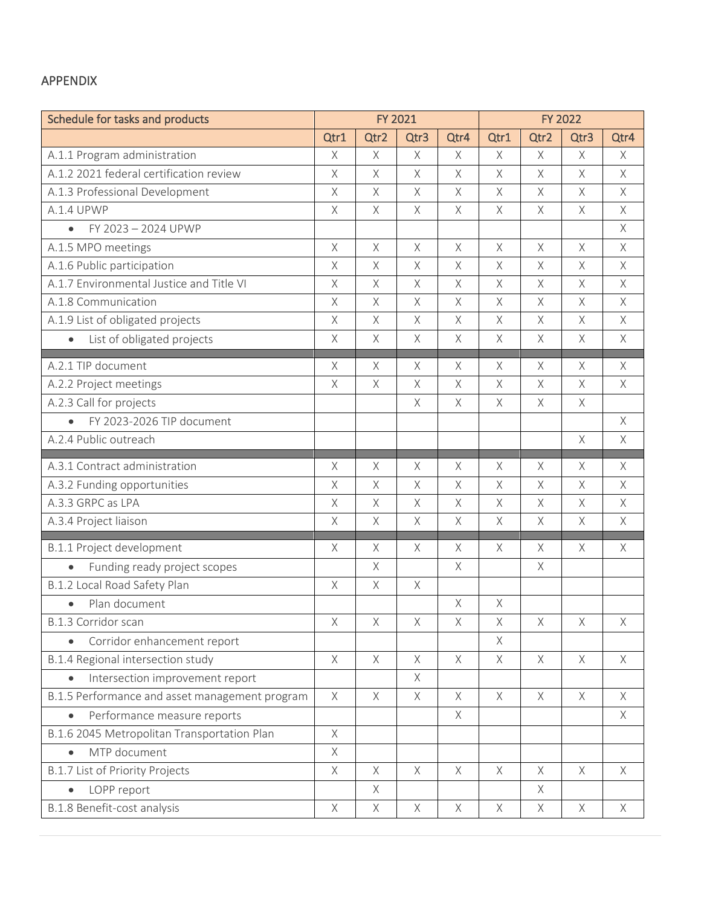## APPENDIX

| Schedule for tasks and products | FY 2021 | | | | FY 2022 | | | |
|---|---|---|---|---|---|---|---|---|
| | Qtr1 | Qtr2 | Qtr3 | Qtr4 | Qtr1 | Qtr2 | Qtr3 | Qtr4 |
| A.1.1 Program administration | X | X | X | X | X | X | X | X |
| A.1.2 2021 federal certification review | X | X | X | X | X | X | X | X |
| A.1.3 Professional Development | X | X | X | X | X | X | X | X |
| A.1.4 UPWP | X | X | X | X | X | X | X | X |
| • FY 2023 – 2024 UPWP | | | | | | | | X |
| A.1.5 MPO meetings | X | X | X | X | X | X | X | X |
| A.1.6 Public participation | X | X | X | X | X | X | X | X |
| A.1.7 Environmental Justice and Title VI | X | X | X | X | X | X | X | X |
| A.1.8 Communication | X | X | X | X | X | X | X | X |
| A.1.9 List of obligated projects | X | X | X | X | X | X | X | X |
| • List of obligated projects | X | X | X | X | X | X | X | X |
| | | | | | | | | |
| A.2.1 TIP document | X | X | X | X | X | X | X | X |
| A.2.2 Project meetings | X | X | X | X | X | X | X | X |
| A.2.3 Call for projects | | | X | X | X | X | X | |
| • FY 2023-2026 TIP document | | | | | | | | X |
| A.2.4 Public outreach | | | | | | | X | X |
| | | | | | | | | |
| A.3.1 Contract administration | X | X | X | X | X | X | X | X |
| A.3.2 Funding opportunities | X | X | X | X | X | X | X | X |
| A.3.3 GRPC as LPA | X | X | X | X | X | X | X | X |
| A.3.4 Project liaison | X | X | X | X | X | X | X | X |
| | | | | | | | | |
| B.1.1 Project development | X | X | X | X | X | X | X | X |
| • Funding ready project scopes | | X | | X | | X | | |
| B.1.2 Local Road Safety Plan | X | X | X | | | | | |
| • Plan document | | | | X | X | | | |
| B.1.3 Corridor scan | X | X | X | X | X | X | X | X |
| • Corridor enhancement report | | | | | X | | | |
| B.1.4 Regional intersection study | X | X | X | X | X | X | X | X |
| • Intersection improvement report | | | X | | | | | |
| B.1.5 Performance and asset management program | X | X | X | X | X | X | X | X |
| • Performance measure reports | | | | X | | | | X |
| B.1.6 2045 Metropolitan Transportation Plan | X | | | | | | | |
| • MTP document | X | | | | | | | |
| B.1.7 List of Priority Projects | X | X | X | X | X | X | X | X |
| • LOPP report | | X | | | | X | | |
| B.1.8 Benefit-cost analysis | X | X | X | X | X | X | X | X |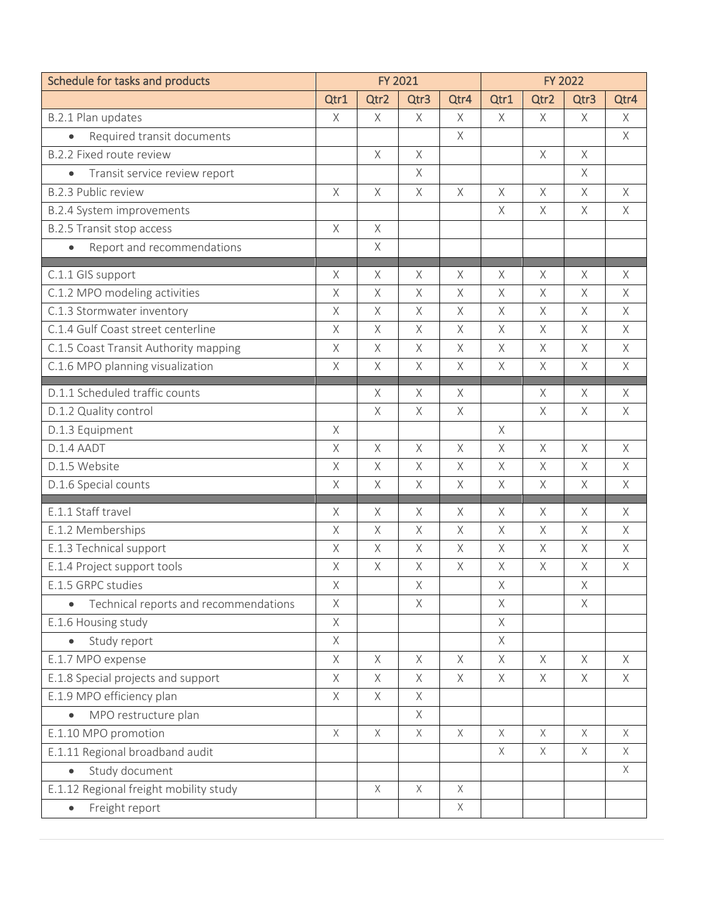| Schedule for tasks and products | FY 2021 | | | | FY 2022 | | | |
|---|---|---|---|---|---|---|---|---|
| | Qtr1 | Qtr2 | Qtr3 | Qtr4 | Qtr1 | Qtr2 | Qtr3 | Qtr4 |
| B.2.1 Plan updates | X | X | X | X | X | X | X | X |
| • Required transit documents | | | | X | | | | X |
| B.2.2 Fixed route review | | X | X | | | X | X | |
| • Transit service review report | | | X | | | | X | |
| B.2.3 Public review | X | X | X | X | X | X | X | X |
| B.2.4 System improvements | | | | | X | X | X | X |
| B.2.5 Transit stop access | X | X | | | | | | |
| • Report and recommendations | | X | | | | | | |
| | | | | | | | | |
| C.1.1 GIS support | X | X | X | X | X | X | X | X |
| C.1.2 MPO modeling activities | X | X | X | X | X | X | X | X |
| C.1.3 Stormwater inventory | X | X | X | X | X | X | X | X |
| C.1.4 Gulf Coast street centerline | X | X | X | X | X | X | X | X |
| C.1.5 Coast Transit Authority mapping | X | X | X | X | X | X | X | X |
| C.1.6 MPO planning visualization | X | X | X | X | X | X | X | X |
| | | | | | | | | |
| D.1.1 Scheduled traffic counts | | X | X | X | | X | X | X |
| D.1.2 Quality control | | X | X | X | | X | X | X |
| D.1.3 Equipment | X | | | | X | | | |
| D.1.4 AADT | X | X | X | X | X | X | X | X |
| D.1.5 Website | X | X | X | X | X | X | X | X |
| D.1.6 Special counts | X | X | X | X | X | X | X | X |
| | | | | | | | | |
| E.1.1 Staff travel | X | X | X | X | X | X | X | X |
| E.1.2 Memberships | X | X | X | X | X | X | X | X |
| E.1.3 Technical support | X | X | X | X | X | X | X | X |
| E.1.4 Project support tools | X | X | X | X | X | X | X | X |
| E.1.5 GRPC studies | X | | X | | X | | X | |
| • Technical reports and recommendations | X | | X | | X | | X | |
| E.1.6 Housing study | X | | | | X | | | |
| • Study report | X | | | | X | | | |
| E.1.7 MPO expense | X | X | X | X | X | X | X | X |
| E.1.8 Special projects and support | X | X | X | X | X | X | X | X |
| E.1.9 MPO efficiency plan | X | X | X | | | | | |
| • MPO restructure plan | | | X | | | | | |
| E.1.10 MPO promotion | X | X | X | X | X | X | X | X |
| E.1.11 Regional broadband audit | | | | | X | X | X | X |
| • Study document | | | | | | | | X |
| E.1.12 Regional freight mobility study | | X | X | X | | | | |
| • Freight report | | | | X | | | | |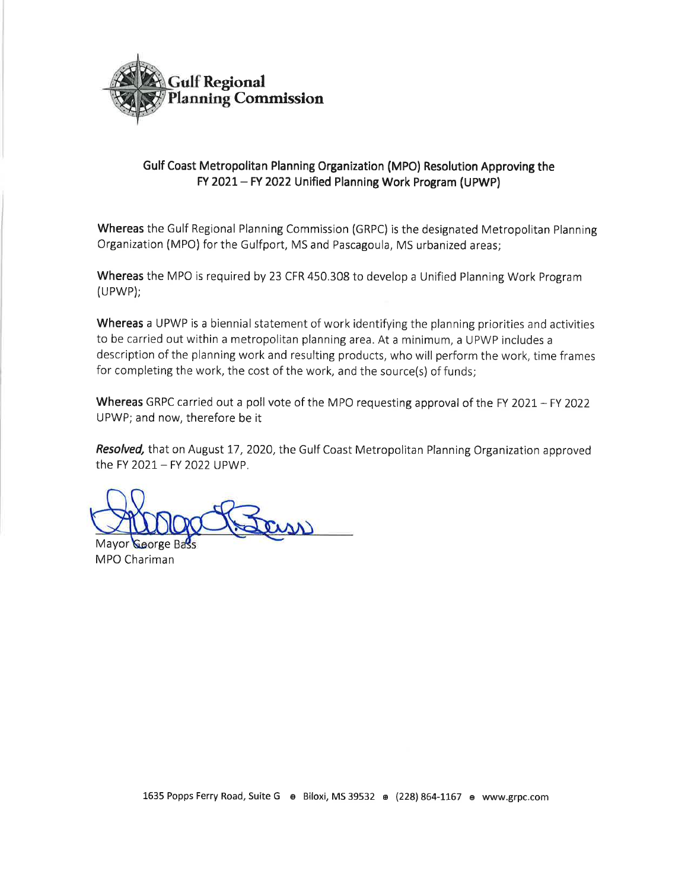Gulf Regional Planning Commission

## Gulf Coast Metropolitan Planning Organization (MPO) Resolution Approving the FY 2021 – FY 2022 Unified Planning Work Program (UPWP)

**Whereas** the Gulf Regional Planning Commission (GRPC) is the designated Metropolitan Planning Organization (MPO) for the Gulfport, MS and Pascagoula, MS urbanized areas;

**Whereas** the MPO is required by 23 CFR 450.308 to develop a Unified Planning Work Program (UPWP);

**Whereas** a UPWP is a biennial statement of work identifying the planning priorities and activities to be carried out within a metropolitan planning area. At a minimum, a UPWP includes a description of the planning work and resulting products, who will perform the work, time frames for completing the work, the cost of the work, and the source(s) of funds;

**Whereas** GRPC carried out a poll vote of the MPO requesting approval of the FY 2021 – FY 2022 UPWP; and now, therefore be it

***Resolved,*** that on August 17, 2020, the Gulf Coast Metropolitan Planning Organization approved the FY 2021 – FY 2022 UPWP.

Mayor George Bass
MPO Chariman

1635 Popps Ferry Road, Suite G • Biloxi, MS 39532 • (228) 864-1167 • www.grpc.com